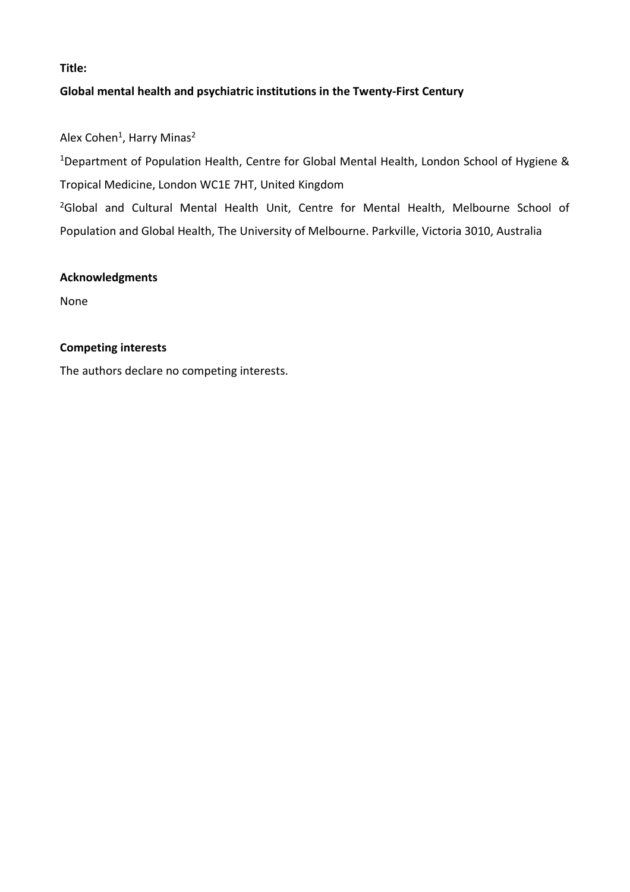**Title:**

**Global mental health and psychiatric institutions in the Twenty-First Century**

Alex Cohen[1], Harry Minas[2]

[1]Department of Population Health, Centre for Global Mental Health, London School of Hygiene & Tropical Medicine, London WC1E 7HT, United Kingdom

[2]Global and Cultural Mental Health Unit, Centre for Mental Health, Melbourne School of Population and Global Health, The University of Melbourne. Parkville, Victoria 3010, Australia

**Acknowledgments**

None

**Competing interests**

The authors declare no competing interests.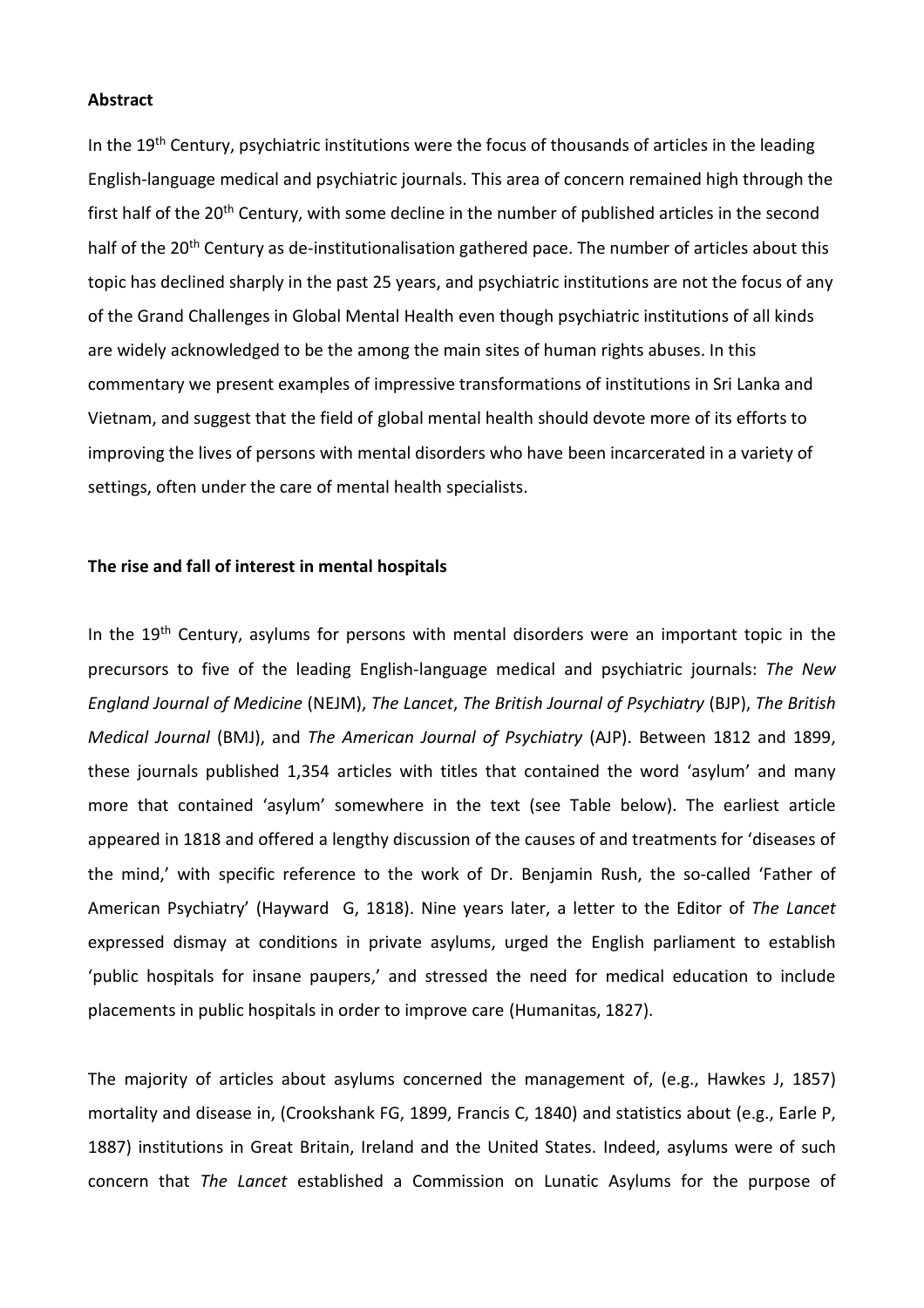**Abstract**

In the 19th Century, psychiatric institutions were the focus of thousands of articles in the leading English-language medical and psychiatric journals. This area of concern remained high through the first half of the 20th Century, with some decline in the number of published articles in the second half of the 20th Century as de-institutionalisation gathered pace. The number of articles about this topic has declined sharply in the past 25 years, and psychiatric institutions are not the focus of any of the Grand Challenges in Global Mental Health even though psychiatric institutions of all kinds are widely acknowledged to be the among the main sites of human rights abuses. In this commentary we present examples of impressive transformations of institutions in Sri Lanka and Vietnam, and suggest that the field of global mental health should devote more of its efforts to improving the lives of persons with mental disorders who have been incarcerated in a variety of settings, often under the care of mental health specialists.

**The rise and fall of interest in mental hospitals**

In the 19th Century, asylums for persons with mental disorders were an important topic in the precursors to five of the leading English-language medical and psychiatric journals: *The New England Journal of Medicine* (NEJM), *The Lancet*, *The British Journal of Psychiatry* (BJP), *The British Medical Journal* (BMJ), and *The American Journal of Psychiatry* (AJP). Between 1812 and 1899, these journals published 1,354 articles with titles that contained the word 'asylum' and many more that contained 'asylum' somewhere in the text (see Table below). The earliest article appeared in 1818 and offered a lengthy discussion of the causes of and treatments for 'diseases of the mind,' with specific reference to the work of Dr. Benjamin Rush, the so-called 'Father of American Psychiatry' (Hayward G, 1818). Nine years later, a letter to the Editor of *The Lancet* expressed dismay at conditions in private asylums, urged the English parliament to establish 'public hospitals for insane paupers,' and stressed the need for medical education to include placements in public hospitals in order to improve care (Humanitas, 1827).

The majority of articles about asylums concerned the management of, (e.g., Hawkes J, 1857) mortality and disease in, (Crookshank FG, 1899, Francis C, 1840) and statistics about (e.g., Earle P, 1887) institutions in Great Britain, Ireland and the United States. Indeed, asylums were of such concern that *The Lancet* established a Commission on Lunatic Asylums for the purpose of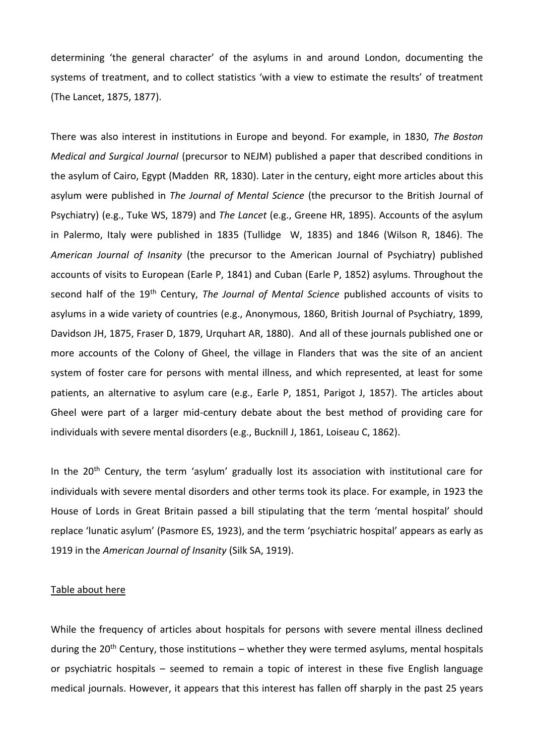determining 'the general character' of the asylums in and around London, documenting the systems of treatment, and to collect statistics 'with a view to estimate the results' of treatment (The Lancet, 1875, 1877).

There was also interest in institutions in Europe and beyond. For example, in 1830, *The Boston Medical and Surgical Journal* (precursor to NEJM) published a paper that described conditions in the asylum of Cairo, Egypt (Madden RR, 1830). Later in the century, eight more articles about this asylum were published in *The Journal of Mental Science* (the precursor to the British Journal of Psychiatry) (e.g., Tuke WS, 1879) and *The Lancet* (e.g., Greene HR, 1895). Accounts of the asylum in Palermo, Italy were published in 1835 (Tullidge W, 1835) and 1846 (Wilson R, 1846). The *American Journal of Insanity* (the precursor to the American Journal of Psychiatry) published accounts of visits to European (Earle P, 1841) and Cuban (Earle P, 1852) asylums. Throughout the second half of the 19th Century, *The Journal of Mental Science* published accounts of visits to asylums in a wide variety of countries (e.g., Anonymous, 1860, British Journal of Psychiatry, 1899, Davidson JH, 1875, Fraser D, 1879, Urquhart AR, 1880). And all of these journals published one or more accounts of the Colony of Gheel, the village in Flanders that was the site of an ancient system of foster care for persons with mental illness, and which represented, at least for some patients, an alternative to asylum care (e.g., Earle P, 1851, Parigot J, 1857). The articles about Gheel were part of a larger mid-century debate about the best method of providing care for individuals with severe mental disorders (e.g., Bucknill J, 1861, Loiseau C, 1862).

In the 20th Century, the term 'asylum' gradually lost its association with institutional care for individuals with severe mental disorders and other terms took its place. For example, in 1923 the House of Lords in Great Britain passed a bill stipulating that the term 'mental hospital' should replace 'lunatic asylum' (Pasmore ES, 1923), and the term 'psychiatric hospital' appears as early as 1919 in the *American Journal of Insanity* (Silk SA, 1919).

Table about here

While the frequency of articles about hospitals for persons with severe mental illness declined during the 20th Century, those institutions – whether they were termed asylums, mental hospitals or psychiatric hospitals – seemed to remain a topic of interest in these five English language medical journals. However, it appears that this interest has fallen off sharply in the past 25 years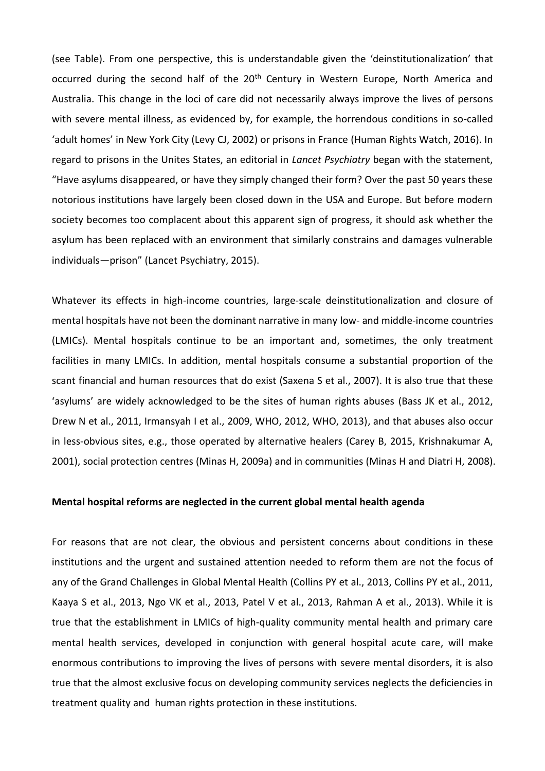(see Table). From one perspective, this is understandable given the 'deinstitutionalization' that occurred during the second half of the 20th Century in Western Europe, North America and Australia. This change in the loci of care did not necessarily always improve the lives of persons with severe mental illness, as evidenced by, for example, the horrendous conditions in so-called 'adult homes' in New York City (Levy CJ, 2002) or prisons in France (Human Rights Watch, 2016). In regard to prisons in the Unites States, an editorial in *Lancet Psychiatry* began with the statement, "Have asylums disappeared, or have they simply changed their form? Over the past 50 years these notorious institutions have largely been closed down in the USA and Europe. But before modern society becomes too complacent about this apparent sign of progress, it should ask whether the asylum has been replaced with an environment that similarly constrains and damages vulnerable individuals—prison" (Lancet Psychiatry, 2015).

Whatever its effects in high-income countries, large-scale deinstitutionalization and closure of mental hospitals have not been the dominant narrative in many low- and middle-income countries (LMICs). Mental hospitals continue to be an important and, sometimes, the only treatment facilities in many LMICs. In addition, mental hospitals consume a substantial proportion of the scant financial and human resources that do exist (Saxena S et al., 2007). It is also true that these 'asylums' are widely acknowledged to be the sites of human rights abuses (Bass JK et al., 2012, Drew N et al., 2011, Irmansyah I et al., 2009, WHO, 2012, WHO, 2013), and that abuses also occur in less-obvious sites, e.g., those operated by alternative healers (Carey B, 2015, Krishnakumar A, 2001), social protection centres (Minas H, 2009a) and in communities (Minas H and Diatri H, 2008).

**Mental hospital reforms are neglected in the current global mental health agenda**

For reasons that are not clear, the obvious and persistent concerns about conditions in these institutions and the urgent and sustained attention needed to reform them are not the focus of any of the Grand Challenges in Global Mental Health (Collins PY et al., 2013, Collins PY et al., 2011, Kaaya S et al., 2013, Ngo VK et al., 2013, Patel V et al., 2013, Rahman A et al., 2013). While it is true that the establishment in LMICs of high-quality community mental health and primary care mental health services, developed in conjunction with general hospital acute care, will make enormous contributions to improving the lives of persons with severe mental disorders, it is also true that the almost exclusive focus on developing community services neglects the deficiencies in treatment quality and human rights protection in these institutions.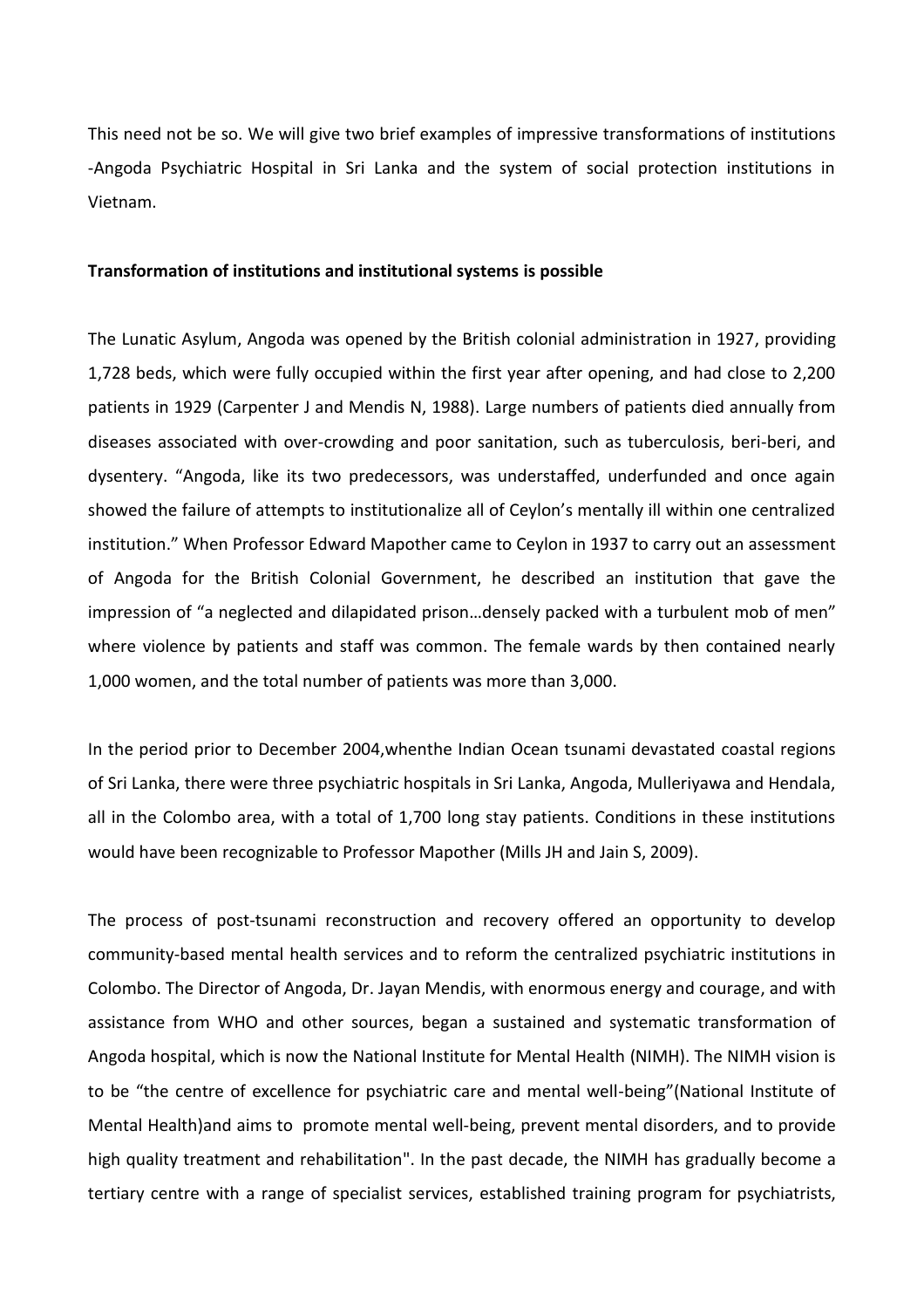This need not be so. We will give two brief examples of impressive transformations of institutions -Angoda Psychiatric Hospital in Sri Lanka and the system of social protection institutions in Vietnam.

**Transformation of institutions and institutional systems is possible**

The Lunatic Asylum, Angoda was opened by the British colonial administration in 1927, providing 1,728 beds, which were fully occupied within the first year after opening, and had close to 2,200 patients in 1929 (Carpenter J and Mendis N, 1988). Large numbers of patients died annually from diseases associated with over-crowding and poor sanitation, such as tuberculosis, beri-beri, and dysentery. "Angoda, like its two predecessors, was understaffed, underfunded and once again showed the failure of attempts to institutionalize all of Ceylon's mentally ill within one centralized institution." When Professor Edward Mapother came to Ceylon in 1937 to carry out an assessment of Angoda for the British Colonial Government, he described an institution that gave the impression of "a neglected and dilapidated prison…densely packed with a turbulent mob of men" where violence by patients and staff was common. The female wards by then contained nearly 1,000 women, and the total number of patients was more than 3,000.

In the period prior to December 2004,whenthe Indian Ocean tsunami devastated coastal regions of Sri Lanka, there were three psychiatric hospitals in Sri Lanka, Angoda, Mulleriyawa and Hendala, all in the Colombo area, with a total of 1,700 long stay patients. Conditions in these institutions would have been recognizable to Professor Mapother (Mills JH and Jain S, 2009).

The process of post-tsunami reconstruction and recovery offered an opportunity to develop community-based mental health services and to reform the centralized psychiatric institutions in Colombo. The Director of Angoda, Dr. Jayan Mendis, with enormous energy and courage, and with assistance from WHO and other sources, began a sustained and systematic transformation of Angoda hospital, which is now the National Institute for Mental Health (NIMH). The NIMH vision is to be "the centre of excellence for psychiatric care and mental well-being"(National Institute of Mental Health)and aims to promote mental well-being, prevent mental disorders, and to provide high quality treatment and rehabilitation". In the past decade, the NIMH has gradually become a tertiary centre with a range of specialist services, established training program for psychiatrists,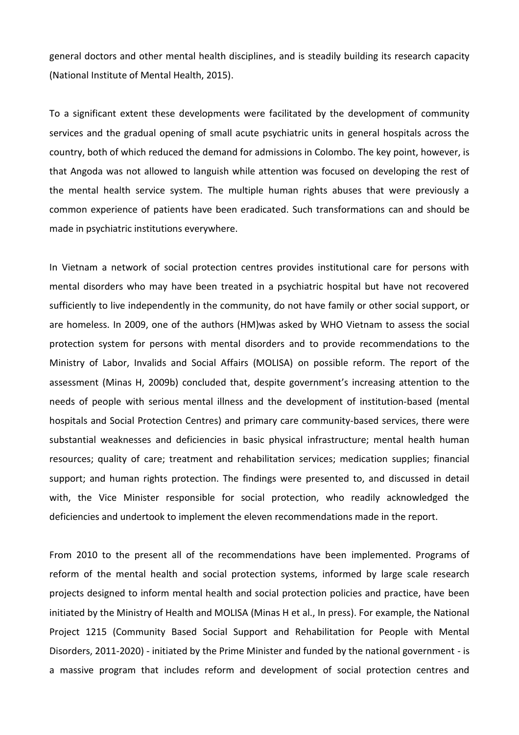general doctors and other mental health disciplines, and is steadily building its research capacity (National Institute of Mental Health, 2015).

To a significant extent these developments were facilitated by the development of community services and the gradual opening of small acute psychiatric units in general hospitals across the country, both of which reduced the demand for admissions in Colombo. The key point, however, is that Angoda was not allowed to languish while attention was focused on developing the rest of the mental health service system. The multiple human rights abuses that were previously a common experience of patients have been eradicated. Such transformations can and should be made in psychiatric institutions everywhere.

In Vietnam a network of social protection centres provides institutional care for persons with mental disorders who may have been treated in a psychiatric hospital but have not recovered sufficiently to live independently in the community, do not have family or other social support, or are homeless. In 2009, one of the authors (HM)was asked by WHO Vietnam to assess the social protection system for persons with mental disorders and to provide recommendations to the Ministry of Labor, Invalids and Social Affairs (MOLISA) on possible reform. The report of the assessment (Minas H, 2009b) concluded that, despite government's increasing attention to the needs of people with serious mental illness and the development of institution-based (mental hospitals and Social Protection Centres) and primary care community-based services, there were substantial weaknesses and deficiencies in basic physical infrastructure; mental health human resources; quality of care; treatment and rehabilitation services; medication supplies; financial support; and human rights protection. The findings were presented to, and discussed in detail with, the Vice Minister responsible for social protection, who readily acknowledged the deficiencies and undertook to implement the eleven recommendations made in the report.

From 2010 to the present all of the recommendations have been implemented. Programs of reform of the mental health and social protection systems, informed by large scale research projects designed to inform mental health and social protection policies and practice, have been initiated by the Ministry of Health and MOLISA (Minas H et al., In press). For example, the National Project 1215 (Community Based Social Support and Rehabilitation for People with Mental Disorders, 2011-2020) - initiated by the Prime Minister and funded by the national government - is a massive program that includes reform and development of social protection centres and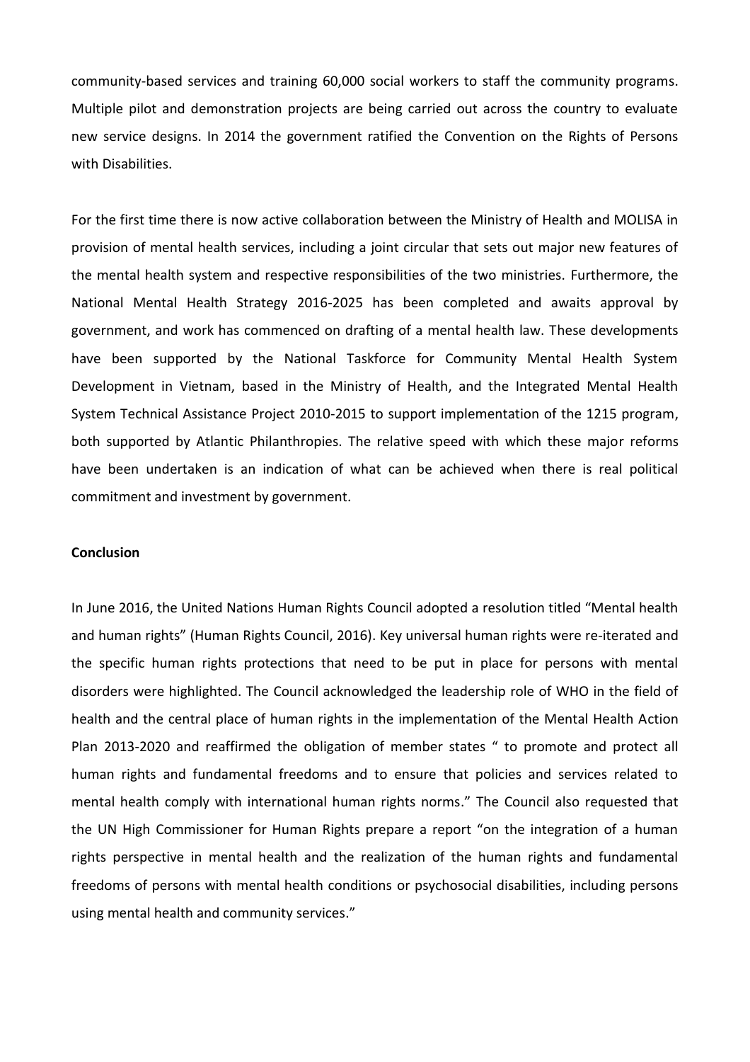community-based services and training 60,000 social workers to staff the community programs. Multiple pilot and demonstration projects are being carried out across the country to evaluate new service designs. In 2014 the government ratified the Convention on the Rights of Persons with Disabilities.

For the first time there is now active collaboration between the Ministry of Health and MOLISA in provision of mental health services, including a joint circular that sets out major new features of the mental health system and respective responsibilities of the two ministries. Furthermore, the National Mental Health Strategy 2016-2025 has been completed and awaits approval by government, and work has commenced on drafting of a mental health law. These developments have been supported by the National Taskforce for Community Mental Health System Development in Vietnam, based in the Ministry of Health, and the Integrated Mental Health System Technical Assistance Project 2010-2015 to support implementation of the 1215 program, both supported by Atlantic Philanthropies. The relative speed with which these major reforms have been undertaken is an indication of what can be achieved when there is real political commitment and investment by government.

**Conclusion**

In June 2016, the United Nations Human Rights Council adopted a resolution titled "Mental health and human rights" (Human Rights Council, 2016). Key universal human rights were re-iterated and the specific human rights protections that need to be put in place for persons with mental disorders were highlighted. The Council acknowledged the leadership role of WHO in the field of health and the central place of human rights in the implementation of the Mental Health Action Plan 2013-2020 and reaffirmed the obligation of member states " to promote and protect all human rights and fundamental freedoms and to ensure that policies and services related to mental health comply with international human rights norms." The Council also requested that the UN High Commissioner for Human Rights prepare a report "on the integration of a human rights perspective in mental health and the realization of the human rights and fundamental freedoms of persons with mental health conditions or psychosocial disabilities, including persons using mental health and community services."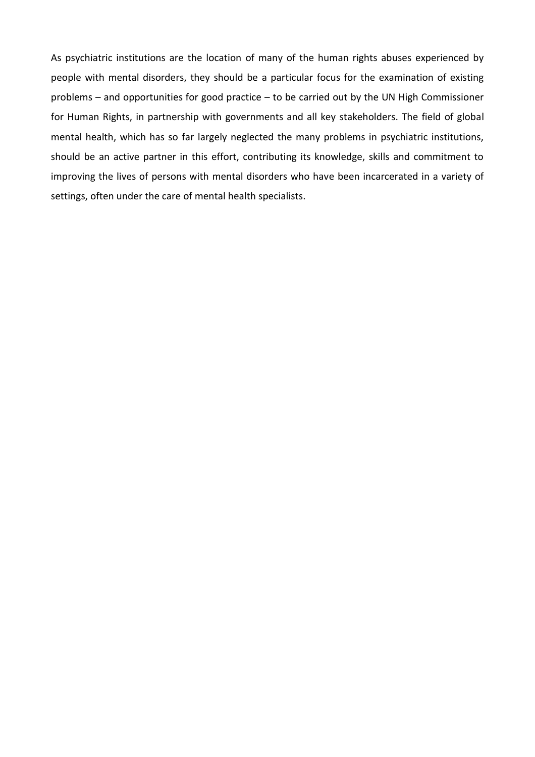As psychiatric institutions are the location of many of the human rights abuses experienced by people with mental disorders, they should be a particular focus for the examination of existing problems – and opportunities for good practice – to be carried out by the UN High Commissioner for Human Rights, in partnership with governments and all key stakeholders. The field of global mental health, which has so far largely neglected the many problems in psychiatric institutions, should be an active partner in this effort, contributing its knowledge, skills and commitment to improving the lives of persons with mental disorders who have been incarcerated in a variety of settings, often under the care of mental health specialists.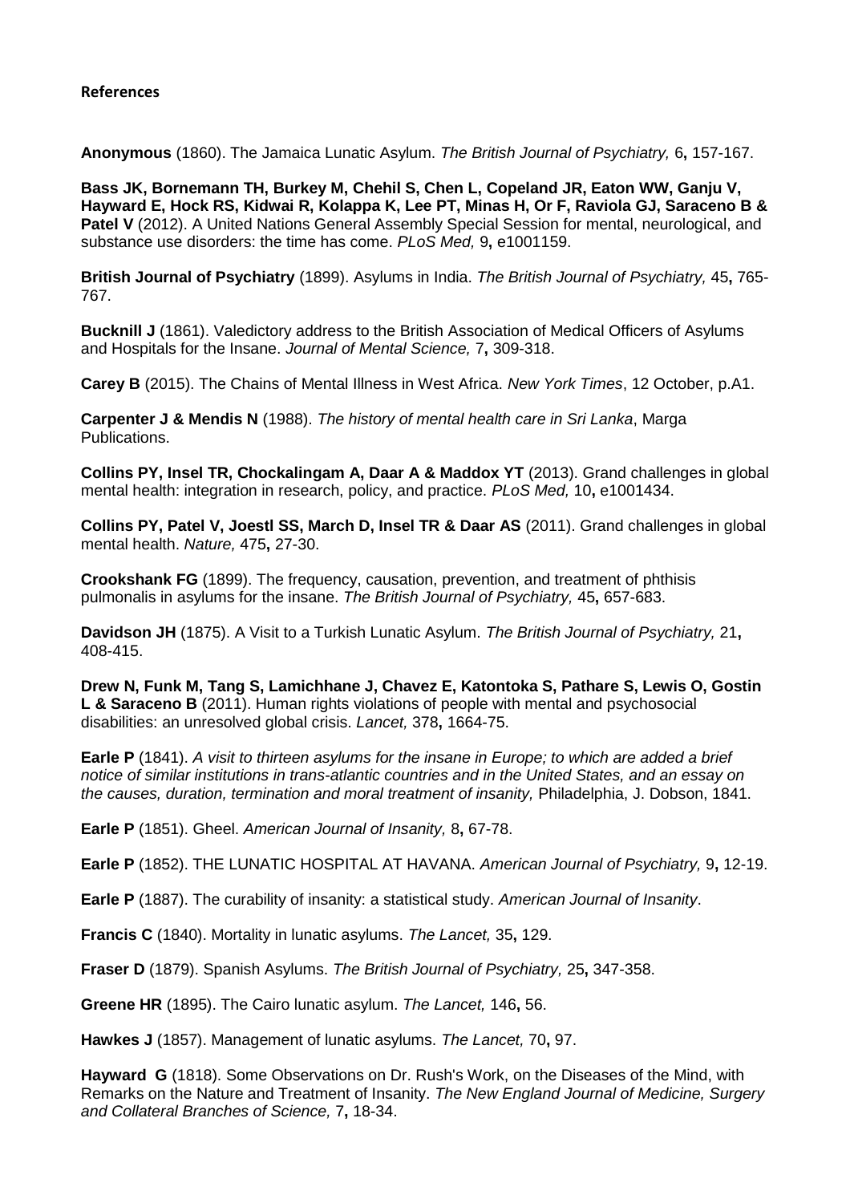**References**

**Anonymous** (1860). The Jamaica Lunatic Asylum. *The British Journal of Psychiatry,* 6**,** 157-167.

**Bass JK, Bornemann TH, Burkey M, Chehil S, Chen L, Copeland JR, Eaton WW, Ganju V, Hayward E, Hock RS, Kidwai R, Kolappa K, Lee PT, Minas H, Or F, Raviola GJ, Saraceno B & Patel V** (2012). A United Nations General Assembly Special Session for mental, neurological, and substance use disorders: the time has come. *PLoS Med,* 9**,** e1001159.

**British Journal of Psychiatry** (1899). Asylums in India. *The British Journal of Psychiatry,* 45**,** 765-767.

**Bucknill J** (1861). Valedictory address to the British Association of Medical Officers of Asylums and Hospitals for the Insane. *Journal of Mental Science,* 7**,** 309-318.

**Carey B** (2015). The Chains of Mental Illness in West Africa. *New York Times*, 12 October, p.A1.

**Carpenter J & Mendis N** (1988). *The history of mental health care in Sri Lanka*, Marga Publications.

**Collins PY, Insel TR, Chockalingam A, Daar A & Maddox YT** (2013). Grand challenges in global mental health: integration in research, policy, and practice. *PLoS Med,* 10**,** e1001434.

**Collins PY, Patel V, Joestl SS, March D, Insel TR & Daar AS** (2011). Grand challenges in global mental health. *Nature,* 475**,** 27-30.

**Crookshank FG** (1899). The frequency, causation, prevention, and treatment of phthisis pulmonalis in asylums for the insane. *The British Journal of Psychiatry,* 45**,** 657-683.

**Davidson JH** (1875). A Visit to a Turkish Lunatic Asylum. *The British Journal of Psychiatry,* 21**,** 408-415.

**Drew N, Funk M, Tang S, Lamichhane J, Chavez E, Katontoka S, Pathare S, Lewis O, Gostin L & Saraceno B** (2011). Human rights violations of people with mental and psychosocial disabilities: an unresolved global crisis. *Lancet,* 378**,** 1664-75.

**Earle P** (1841). *A visit to thirteen asylums for the insane in Europe; to which are added a brief notice of similar institutions in trans-atlantic countries and in the United States, and an essay on the causes, duration, termination and moral treatment of insanity,* Philadelphia, J. Dobson, 1841.

**Earle P** (1851). Gheel. *American Journal of Insanity,* 8**,** 67-78.

**Earle P** (1852). THE LUNATIC HOSPITAL AT HAVANA. *American Journal of Psychiatry,* 9**,** 12-19.

**Earle P** (1887). The curability of insanity: a statistical study. *American Journal of Insanity*.

**Francis C** (1840). Mortality in lunatic asylums. *The Lancet,* 35**,** 129.

**Fraser D** (1879). Spanish Asylums. *The British Journal of Psychiatry,* 25**,** 347-358.

**Greene HR** (1895). The Cairo lunatic asylum. *The Lancet,* 146**,** 56.

**Hawkes J** (1857). Management of lunatic asylums. *The Lancet,* 70**,** 97.

**Hayward G** (1818). Some Observations on Dr. Rush's Work, on the Diseases of the Mind, with Remarks on the Nature and Treatment of Insanity. *The New England Journal of Medicine, Surgery and Collateral Branches of Science,* 7**,** 18-34.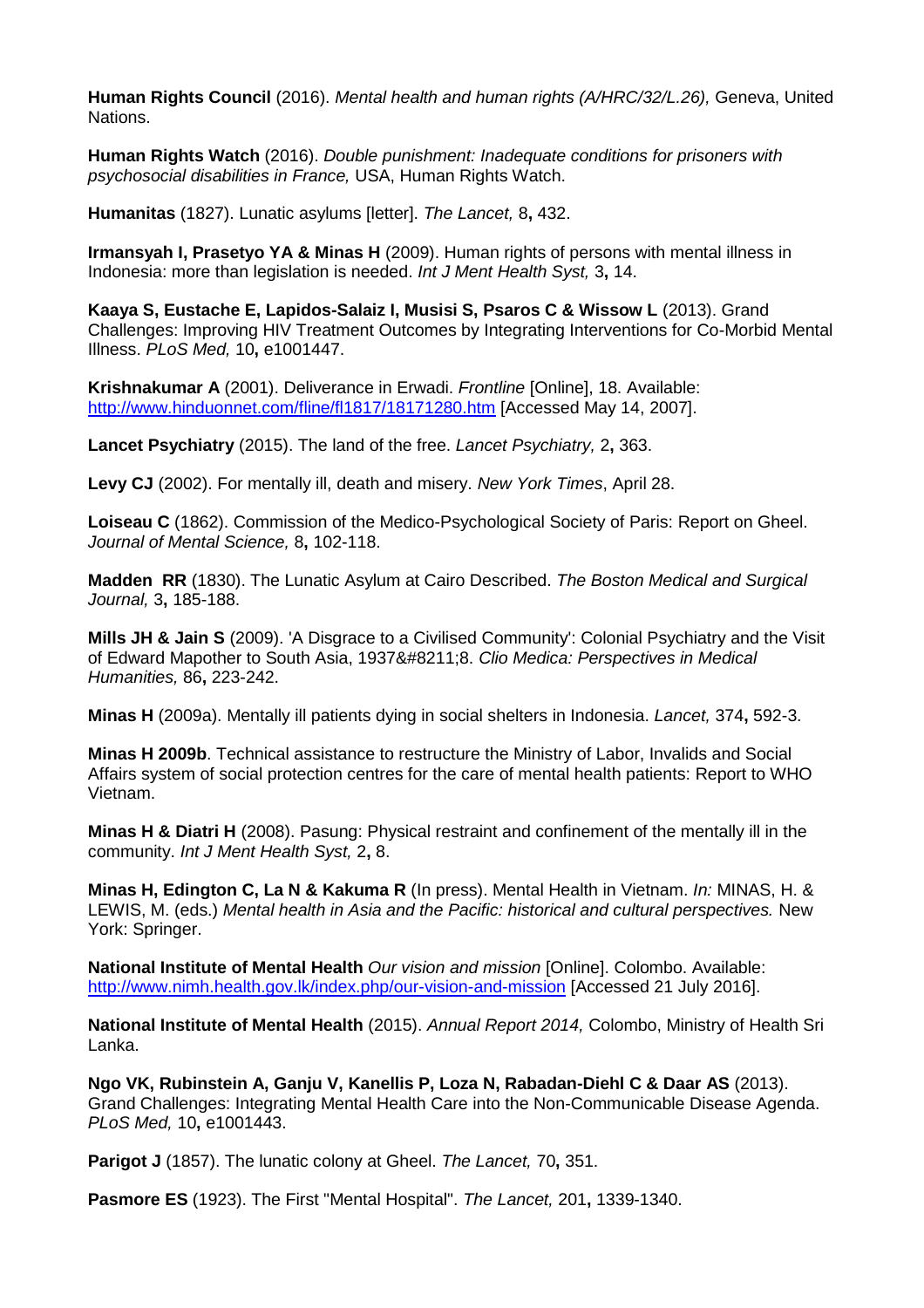**Human Rights Council** (2016). *Mental health and human rights (A/HRC/32/L.26),* Geneva, United Nations.

**Human Rights Watch** (2016). *Double punishment: Inadequate conditions for prisoners with psychosocial disabilities in France,* USA, Human Rights Watch.

**Humanitas** (1827). Lunatic asylums [letter]. *The Lancet,* 8**,** 432.

**Irmansyah I, Prasetyo YA & Minas H** (2009). Human rights of persons with mental illness in Indonesia: more than legislation is needed. *Int J Ment Health Syst,* 3**,** 14.

**Kaaya S, Eustache E, Lapidos-Salaiz I, Musisi S, Psaros C & Wissow L** (2013). Grand Challenges: Improving HIV Treatment Outcomes by Integrating Interventions for Co-Morbid Mental Illness. *PLoS Med,* 10**,** e1001447.

**Krishnakumar A** (2001). Deliverance in Erwadi. *Frontline* [Online], 18. Available: http://www.hinduonnet.com/fline/fl1817/18171280.htm [Accessed May 14, 2007].

**Lancet Psychiatry** (2015). The land of the free. *Lancet Psychiatry,* 2**,** 363.

**Levy CJ** (2002). For mentally ill, death and misery. *New York Times*, April 28.

**Loiseau C** (1862). Commission of the Medico-Psychological Society of Paris: Report on Gheel. *Journal of Mental Science,* 8**,** 102-118.

**Madden RR** (1830). The Lunatic Asylum at Cairo Described. *The Boston Medical and Surgical Journal,* 3**,** 185-188.

**Mills JH & Jain S** (2009). 'A Disgrace to a Civilised Community': Colonial Psychiatry and the Visit of Edward Mapother to South Asia, 1937&#8211;8. *Clio Medica: Perspectives in Medical Humanities,* 86**,** 223-242.

**Minas H** (2009a). Mentally ill patients dying in social shelters in Indonesia. *Lancet,* 374**,** 592-3.

**Minas H 2009b**. Technical assistance to restructure the Ministry of Labor, Invalids and Social Affairs system of social protection centres for the care of mental health patients: Report to WHO Vietnam.

**Minas H & Diatri H** (2008). Pasung: Physical restraint and confinement of the mentally ill in the community. *Int J Ment Health Syst,* 2**,** 8.

**Minas H, Edington C, La N & Kakuma R** (In press). Mental Health in Vietnam. *In:* MINAS, H. & LEWIS, M. (eds.) *Mental health in Asia and the Pacific: historical and cultural perspectives.* New York: Springer.

**National Institute of Mental Health** *Our vision and mission* [Online]. Colombo. Available: http://www.nimh.health.gov.lk/index.php/our-vision-and-mission [Accessed 21 July 2016].

**National Institute of Mental Health** (2015). *Annual Report 2014,* Colombo, Ministry of Health Sri Lanka.

**Ngo VK, Rubinstein A, Ganju V, Kanellis P, Loza N, Rabadan-Diehl C & Daar AS** (2013). Grand Challenges: Integrating Mental Health Care into the Non-Communicable Disease Agenda. *PLoS Med,* 10**,** e1001443.

**Parigot J** (1857). The lunatic colony at Gheel. *The Lancet,* 70**,** 351.

**Pasmore ES** (1923). The First "Mental Hospital". *The Lancet,* 201**,** 1339-1340.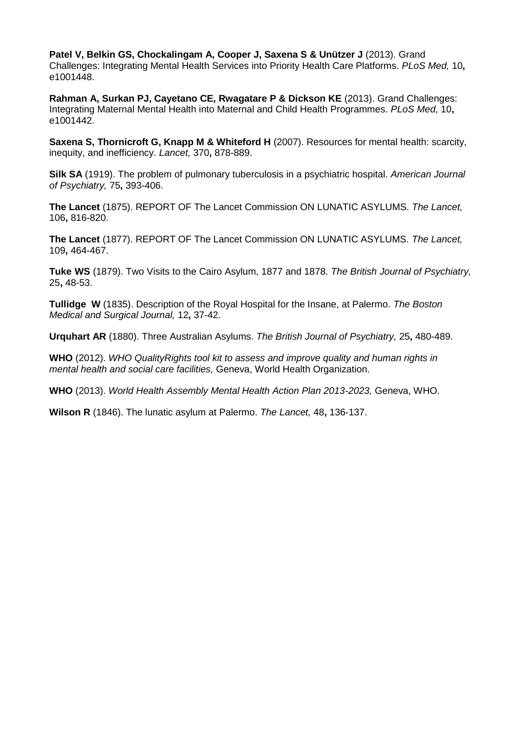**Patel V, Belkin GS, Chockalingam A, Cooper J, Saxena S & Unützer J** (2013). Grand Challenges: Integrating Mental Health Services into Priority Health Care Platforms. *PLoS Med,* 10**,** e1001448.

**Rahman A, Surkan PJ, Cayetano CE, Rwagatare P & Dickson KE** (2013). Grand Challenges: Integrating Maternal Mental Health into Maternal and Child Health Programmes. *PLoS Med,* 10**,** e1001442.

**Saxena S, Thornicroft G, Knapp M & Whiteford H** (2007). Resources for mental health: scarcity, inequity, and inefficiency. *Lancet,* 370**,** 878-889.

**Silk SA** (1919). The problem of pulmonary tuberculosis in a psychiatric hospital. *American Journal of Psychiatry,* 75**,** 393-406.

**The Lancet** (1875). REPORT OF The Lancet Commission ON LUNATIC ASYLUMS. *The Lancet,* 106**,** 816-820.

**The Lancet** (1877). REPORT OF The Lancet Commission ON LUNATIC ASYLUMS. *The Lancet,* 109**,** 464-467.

**Tuke WS** (1879). Two Visits to the Cairo Asylum, 1877 and 1878. *The British Journal of Psychiatry,* 25**,** 48-53.

**Tullidge W** (1835). Description of the Royal Hospital for the Insane, at Palermo. *The Boston Medical and Surgical Journal,* 12**,** 37-42.

**Urquhart AR** (1880). Three Australian Asylums. *The British Journal of Psychiatry,* 25**,** 480-489.

**WHO** (2012). *WHO QualityRights tool kit to assess and improve quality and human rights in mental health and social care facilities,* Geneva, World Health Organization.

**WHO** (2013). *World Health Assembly Mental Health Action Plan 2013-2023,* Geneva, WHO.

**Wilson R** (1846). The lunatic asylum at Palermo. *The Lancet,* 48**,** 136-137.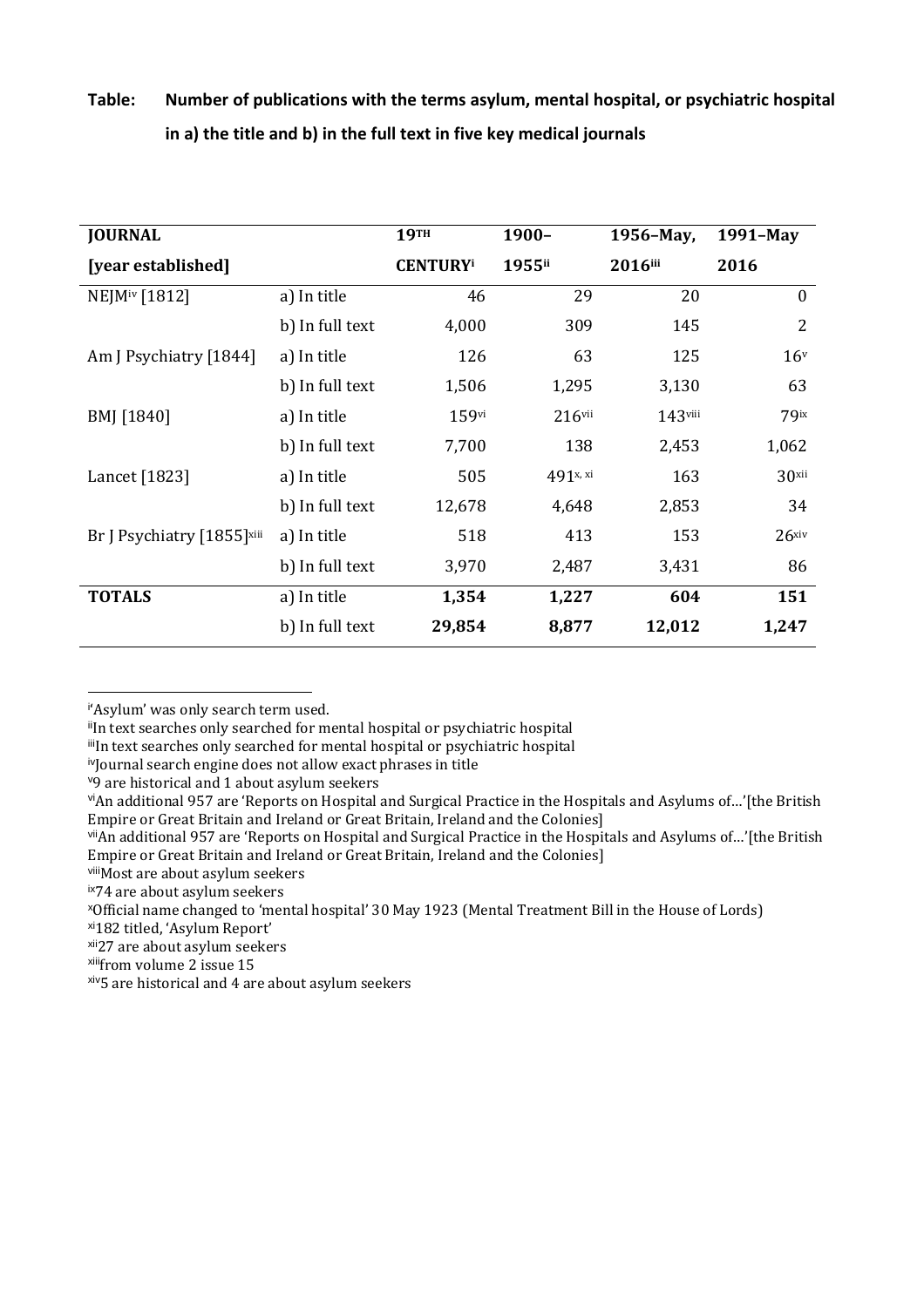**Table: Number of publications with the terms asylum, mental hospital, or psychiatric hospital in a) the title and b) in the full text in five key medical journals**

| JOURNAL [year established] | | 19TH CENTURY[i] | 1900–1955[ii] | 1956–May, 2016[iii] | 1991–May 2016 |
|---|---|---|---|---|---|
| NEJM[iv] [1812] | a) In title | 46 | 29 | 20 | 0 |
| | b) In full text | 4,000 | 309 | 145 | 2 |
| Am J Psychiatry [1844] | a) In title | 126 | 63 | 125 | 16[v] |
| | b) In full text | 1,506 | 1,295 | 3,130 | 63 |
| BMJ [1840] | a) In title | 159[vi] | 216[vii] | 143[viii] | 79[ix] |
| | b) In full text | 7,700 | 138 | 2,453 | 1,062 |
| Lancet [1823] | a) In title | 505 | 491[x, xi] | 163 | 30[xii] |
| | b) In full text | 12,678 | 4,648 | 2,853 | 34 |
| Br J Psychiatry [1855][xiii] | a) In title | 518 | 413 | 153 | 26[xiv] |
| | b) In full text | 3,970 | 2,487 | 3,431 | 86 |
| **TOTALS** | a) In title | **1,354** | **1,227** | **604** | **151** |
| | b) In full text | **29,854** | **8,877** | **12,012** | **1,247** |

[i]'Asylum' was only search term used.

[ii]In text searches only searched for mental hospital or psychiatric hospital

[iii]In text searches only searched for mental hospital or psychiatric hospital

[iv]Journal search engine does not allow exact phrases in title

[v]9 are historical and 1 about asylum seekers

[vi]An additional 957 are 'Reports on Hospital and Surgical Practice in the Hospitals and Asylums of…'[the British Empire or Great Britain and Ireland or Great Britain, Ireland and the Colonies]

[vii]An additional 957 are 'Reports on Hospital and Surgical Practice in the Hospitals and Asylums of…'[the British Empire or Great Britain and Ireland or Great Britain, Ireland and the Colonies]

[viii]Most are about asylum seekers

[ix]74 are about asylum seekers

[x]Official name changed to 'mental hospital' 30 May 1923 (Mental Treatment Bill in the House of Lords)

[xi]182 titled, 'Asylum Report'

[xii]27 are about asylum seekers

[xiii]from volume 2 issue 15

[xiv]5 are historical and 4 are about asylum seekers